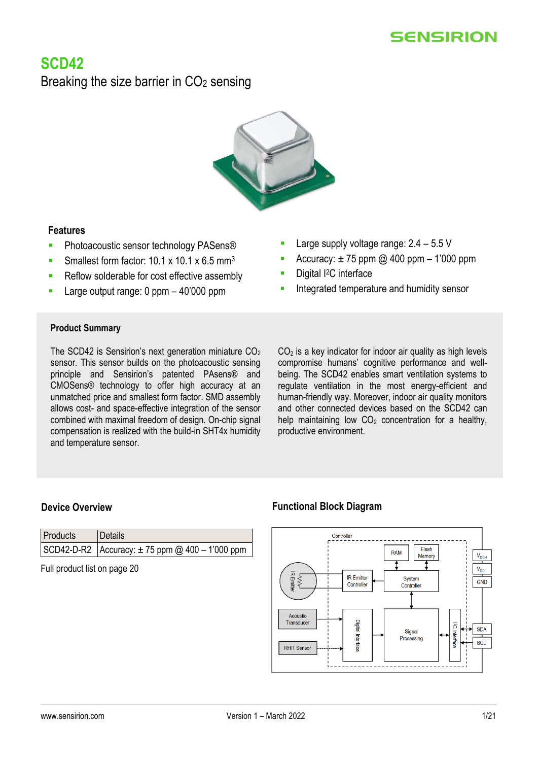# SCD42

## Breaking the size barrier in $CO_2$ sensing

### Features

- Photoacoustic sensor technology PASens®
- Smallest form factor: 10.1 x 10.1 x 6.5 $mm^3$
- Reflow solderable for cost effective assembly
- Large output range: 0 ppm – 40'000 ppm
- Large supply voltage range: 2.4 – 5.5 V
- Accuracy: ± 75 ppm @ 400 ppm – 1'000 ppm
- Digital $I^2C$ interface
- Integrated temperature and humidity sensor

### Product Summary

The SCD42 is Sensirion's next generation miniature $CO_2$ sensor. This sensor builds on the photoacoustic sensing principle and Sensirion's patented PASens® and CMOSens® technology to offer high accuracy at an unmatched price and smallest form factor. SMD assembly allows cost- and space-effective integration of the sensor combined with maximal freedom of design. On-chip signal compensation is realized with the build-in SHT4x humidity and temperature sensor.

$CO_2$ is a key indicator for indoor air quality as high levels compromise humans' cognitive performance and well-being. The SCD42 enables smart ventilation systems to regulate ventilation in the most energy-efficient and human-friendly way. Moreover, indoor air quality monitors and other connected devices based on the SCD42 can help maintaining low $CO_2$ concentration for a healthy, productive environment.

### Device Overview

| Products | Details |
| --- | --- |
| SCD42-D-R2 | Accuracy: ± 75 ppm @ 400 – 1'000 ppm |

Full product list on page 20

### Functional Block Diagram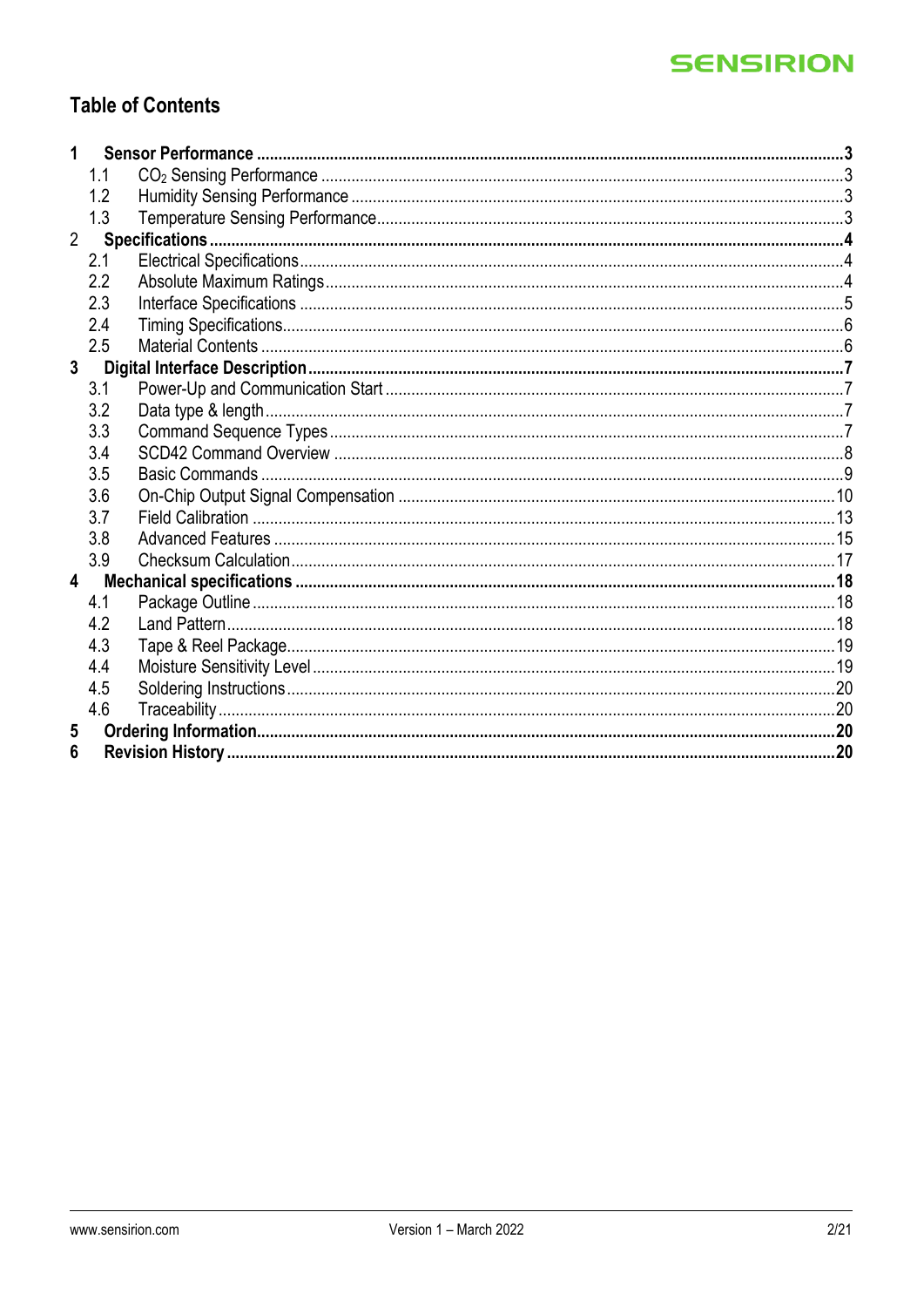## Table of Contents

- **1 Sensor Performance** ... **3**
  - 1.1 $CO_2$ Sensing Performance ... 3
  - 1.2 Humidity Sensing Performance ... 3
  - 1.3 Temperature Sensing Performance ... 3
- 2 **Specifications** ... **4**
  - 2.1 Electrical Specifications ... 4
  - 2.2 Absolute Maximum Ratings ... 4
  - 2.3 Interface Specifications ... 5
  - 2.4 Timing Specifications ... 6
  - 2.5 Material Contents ... 6
- **3 Digital Interface Description** ... **7**
  - 3.1 Power-Up and Communication Start ... 7
  - 3.2 Data type & length ... 7
  - 3.3 Command Sequence Types ... 7
  - 3.4 SCD42 Command Overview ... 8
  - 3.5 Basic Commands ... 9
  - 3.6 On-Chip Output Signal Compensation ... 10
  - 3.7 Field Calibration ... 13
  - 3.8 Advanced Features ... 15
  - 3.9 Checksum Calculation ... 17
- **4 Mechanical specifications** ... **18**
  - 4.1 Package Outline ... 18
  - 4.2 Land Pattern ... 18
  - 4.3 Tape & Reel Package ... 19
  - 4.4 Moisture Sensitivity Level ... 19
  - 4.5 Soldering Instructions ... 20
  - 4.6 Traceability ... 20
- **5 Ordering Information** ... **20**
- **6 Revision History** ... **20**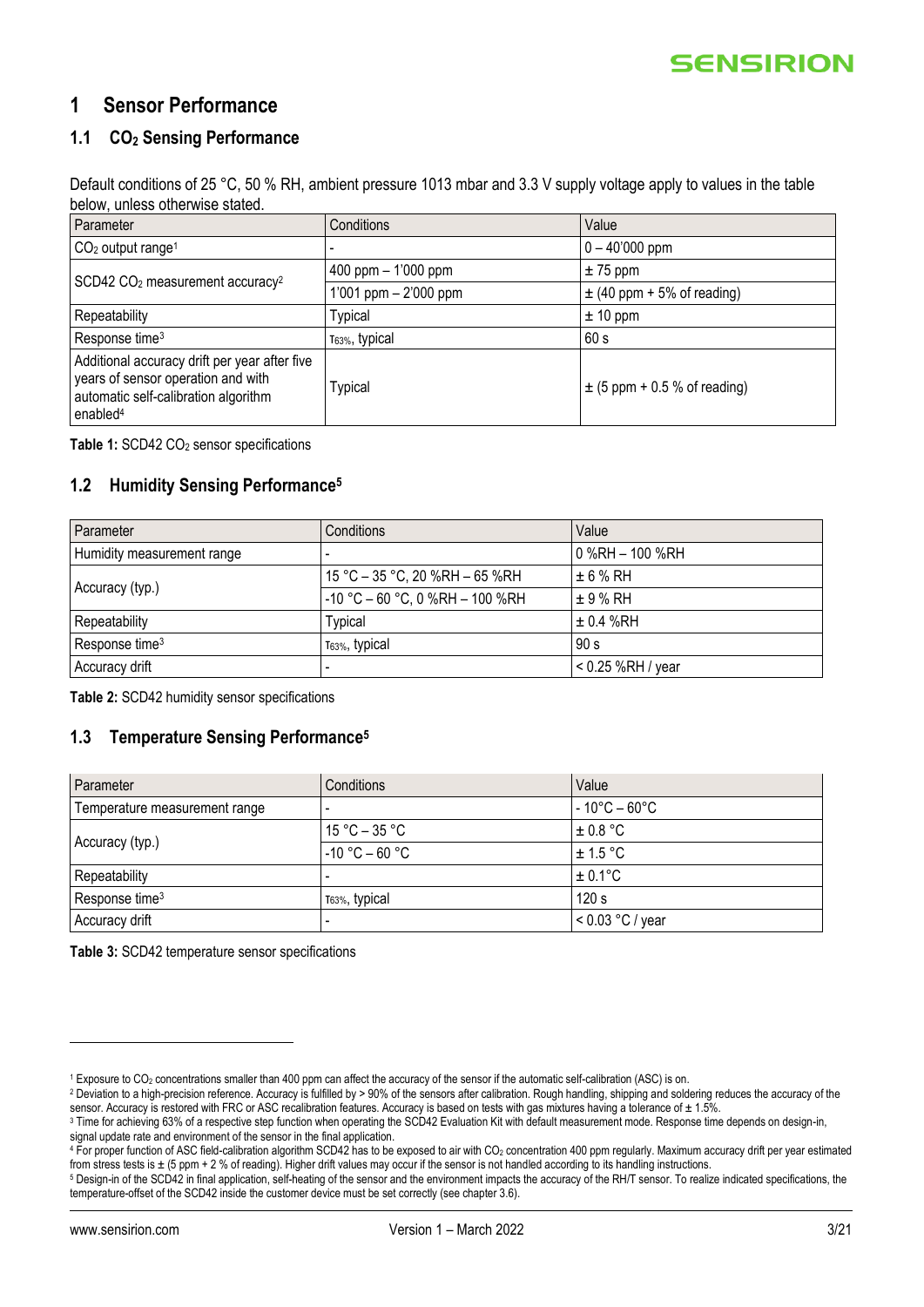# 1 Sensor Performance

## 1.1 $CO_2$ Sensing Performance

Default conditions of 25 °C, 50 % RH, ambient pressure 1013 mbar and 3.3 V supply voltage apply to values in the table below, unless otherwise stated.

| Parameter | Conditions | Value |
|---|---|---|
| $CO_2$ output range[1] | - | 0 – 40'000 ppm |
| SCD42 $CO_2$ measurement accuracy[2] | 400 ppm – 1'000 ppm | ± 75 ppm |
| | 1'001 ppm – 2'000 ppm | ± (40 ppm + 5% of reading) |
| Repeatability | Typical | ± 10 ppm |
| Response time[3] | $\tau_{63\%}$, typical | 60 s |
| Additional accuracy drift per year after five years of sensor operation and with automatic self-calibration algorithm enabled[4] | Typical | ± (5 ppm + 0.5 % of reading) |

**Table 1:** SCD42 $CO_2$ sensor specifications

## 1.2 Humidity Sensing Performance[5]

| Parameter | Conditions | Value |
|---|---|---|
| Humidity measurement range | - | 0 %RH – 100 %RH |
| Accuracy (typ.) | 15 °C – 35 °C, 20 %RH – 65 %RH | ± 6 % RH |
| | -10 °C – 60 °C, 0 %RH – 100 %RH | ± 9 % RH |
| Repeatability | Typical | ± 0.4 %RH |
| Response time[3] | $\tau_{63\%}$, typical | 90 s |
| Accuracy drift | - | < 0.25 %RH / year |

**Table 2:** SCD42 humidity sensor specifications

## 1.3 Temperature Sensing Performance[5]

| Parameter | Conditions | Value |
|---|---|---|
| Temperature measurement range | - | - 10°C – 60°C |
| Accuracy (typ.) | 15 °C – 35 °C | ± 0.8 °C |
| | -10 °C – 60 °C | ± 1.5 °C |
| Repeatability | - | ± 0.1°C |
| Response time[3] | $\tau_{63\%}$, typical | 120 s |
| Accuracy drift | - | < 0.03 °C / year |

**Table 3:** SCD42 temperature sensor specifications

---

[1] Exposure to $CO_2$ concentrations smaller than 400 ppm can affect the accuracy of the sensor if the automatic self-calibration (ASC) is on.

[2] Deviation to a high-precision reference. Accuracy is fulfilled by > 90% of the sensors after calibration. Rough handling, shipping and soldering reduces the accuracy of the sensor. Accuracy is restored with FRC or ASC recalibration features. Accuracy is based on tests with gas mixtures having a tolerance of ± 1.5%.

[3] Time for achieving 63% of a respective step function when operating the SCD42 Evaluation Kit with default measurement mode. Response time depends on design-in, signal update rate and environment of the sensor in the final application.

[4] For proper function of ASC field-calibration algorithm SCD42 has to be exposed to air with $CO_2$ concentration 400 ppm regularly. Maximum accuracy drift per year estimated from stress tests is ± (5 ppm + 2 % of reading). Higher drift values may occur if the sensor is not handled according to its handling instructions.

[5] Design-in of the SCD42 in final application, self-heating of the sensor and the environment impacts the accuracy of the RH/T sensor. To realize indicated specifications, the temperature-offset of the SCD42 inside the customer device must be set correctly (see chapter 3.6).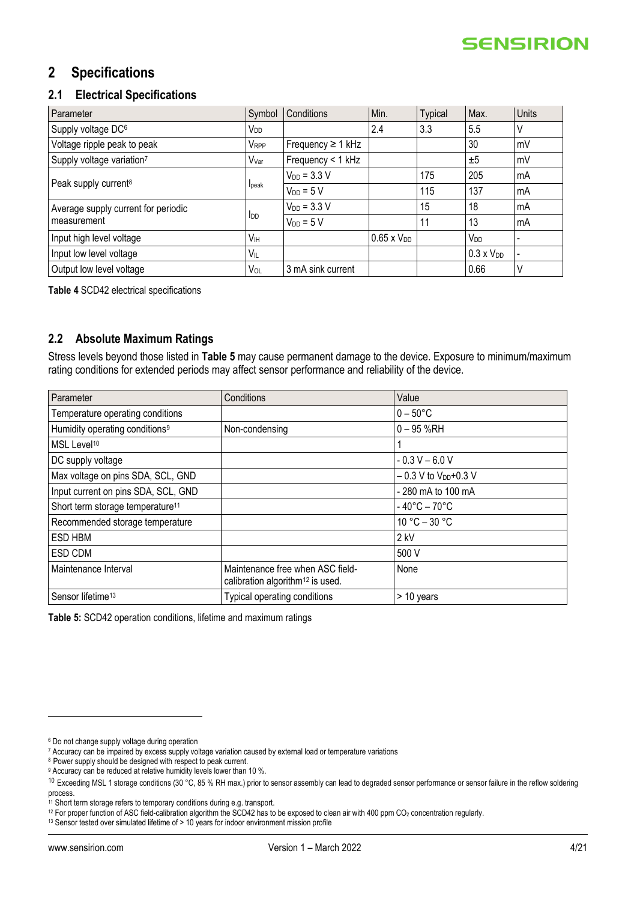## 2 Specifications

### 2.1 Electrical Specifications

| Parameter | Symbol | Conditions | Min. | Typical | Max. | Units |
|---|---|---|---|---|---|---|
| Supply voltage DC[6] | $V_{DD}$ | | 2.4 | 3.3 | 5.5 | V |
| Voltage ripple peak to peak | $V_{RPP}$ | Frequency ≥ 1 kHz | | | 30 | mV |
| Supply voltage variation[7] | $V_{Var}$ | Frequency < 1 kHz | | | ±5 | mV |
| Peak supply current[8] | $I_{peak}$ | $V_{DD}$ = 3.3 V | | 175 | 205 | mA |
| | | $V_{DD}$ = 5 V | | 115 | 137 | mA |
| Average supply current for periodic measurement | $I_{DD}$ | $V_{DD}$ = 3.3 V | | 15 | 18 | mA |
| | | $V_{DD}$ = 5 V | | 11 | 13 | mA |
| Input high level voltage | $V_{IH}$ | | 0.65 x $V_{DD}$ | | $V_{DD}$ | - |
| Input low level voltage | $V_{IL}$ | | | | 0.3 x $V_{DD}$ | - |
| Output low level voltage | $V_{OL}$ | 3 mA sink current | | | 0.66 | V |

**Table 4** SCD42 electrical specifications

### 2.2 Absolute Maximum Ratings

Stress levels beyond those listed in **Table 5** may cause permanent damage to the device. Exposure to minimum/maximum rating conditions for extended periods may affect sensor performance and reliability of the device.

| Parameter | Conditions | Value |
|---|---|---|
| Temperature operating conditions | | 0 – 50°C |
| Humidity operating conditions[9] | Non-condensing | 0 – 95 %RH |
| MSL Level[10] | | 1 |
| DC supply voltage | | - 0.3 V – 6.0 V |
| Max voltage on pins SDA, SCL, GND | | – 0.3 V to $V_{DD}$+0.3 V |
| Input current on pins SDA, SCL, GND | | - 280 mA to 100 mA |
| Short term storage temperature[11] | | - 40°C – 70°C |
| Recommended storage temperature | | 10 °C – 30 °C |
| ESD HBM | | 2 kV |
| ESD CDM | | 500 V |
| Maintenance Interval | Maintenance free when ASC field-calibration algorithm[12] is used. | None |
| Sensor lifetime[13] | Typical operating conditions | > 10 years |

**Table 5:** SCD42 operation conditions, lifetime and maximum ratings

---

[6] Do not change supply voltage during operation

[7] Accuracy can be impaired by excess supply voltage variation caused by external load or temperature variations

[8] Power supply should be designed with respect to peak current.

[9] Accuracy can be reduced at relative humidity levels lower than 10 %.

[10] Exceeding MSL 1 storage conditions (30 °C, 85 % RH max.) prior to sensor assembly can lead to degraded sensor performance or sensor failure in the reflow soldering process.

[11] Short term storage refers to temporary conditions during e.g. transport.

[12] For proper function of ASC field-calibration algorithm the SCD42 has to be exposed to clean air with 400 ppm $CO_2$ concentration regularly.

[13] Sensor tested over simulated lifetime of > 10 years for indoor environment mission profile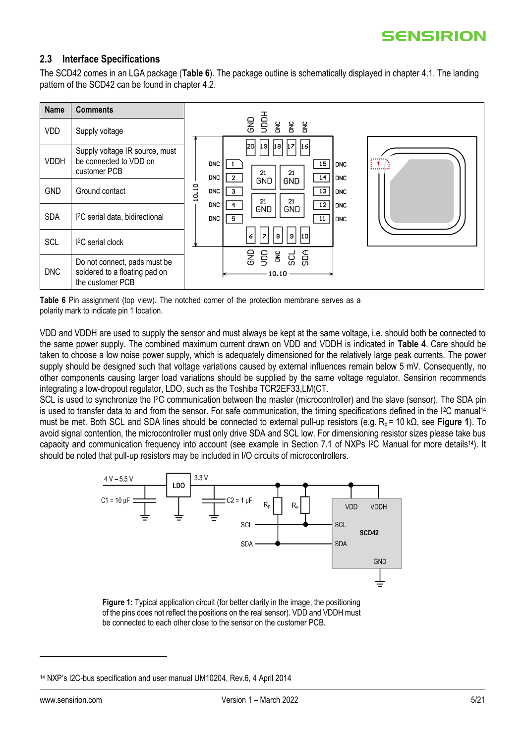## 2.3 Interface Specifications

The SCD42 comes in an LGA package (**Table 6**). The package outline is schematically displayed in chapter 4.1. The landing pattern of the SCD42 can be found in chapter 4.2.

| Name | Comments |
|---|---|
| VDD | Supply voltage |
| VDDH | Supply voltage IR source, must be connected to VDD on customer PCB |
| GND | Ground contact |
| SDA | I²C serial data, bidirectional |
| SCL | I²C serial clock |
| DNC | Do not connect, pads must be soldered to a floating pad on the customer PCB |

**Table 6** Pin assignment (top view). The notched corner of the protection membrane serves as a polarity mark to indicate pin 1 location.

VDD and VDDH are used to supply the sensor and must always be kept at the same voltage, i.e. should both be connected to the same power supply. The combined maximum current drawn on VDD and VDDH is indicated in **Table 4**. Care should be taken to choose a low noise power supply, which is adequately dimensioned for the relatively large peak currents. The power supply should be designed such that voltage variations caused by external influences remain below 5 mV. Consequently, no other components causing larger load variations should be supplied by the same voltage regulator. Sensirion recommends integrating a low-dropout regulator, LDO, such as the Toshiba TCR2EF33,LM(CT.

SCL is used to synchronize the I²C communication between the master (microcontroller) and the slave (sensor). The SDA pin is used to transfer data to and from the sensor. For safe communication, the timing specifications defined in the I²C manual[14] must be met. Both SCL and SDA lines should be connected to external pull-up resistors (e.g. $R_p$ = 10 kΩ, see **Figure 1**). To avoid signal contention, the microcontroller must only drive SDA and SCL low. For dimensioning resistor sizes please take bus capacity and communication frequency into account (see example in Section 7.1 of NXPs I²C Manual for more details[14]). It should be noted that pull-up resistors may be included in I/O circuits of microcontrollers.

**Figure 1:** Typical application circuit (for better clarity in the image, the positioning of the pins does not reflect the positions on the real sensor). VDD and VDDH must be connected to each other close to the sensor on the customer PCB.

[14] NXP's I2C-bus specification and user manual UM10204, Rev.6, 4 April 2014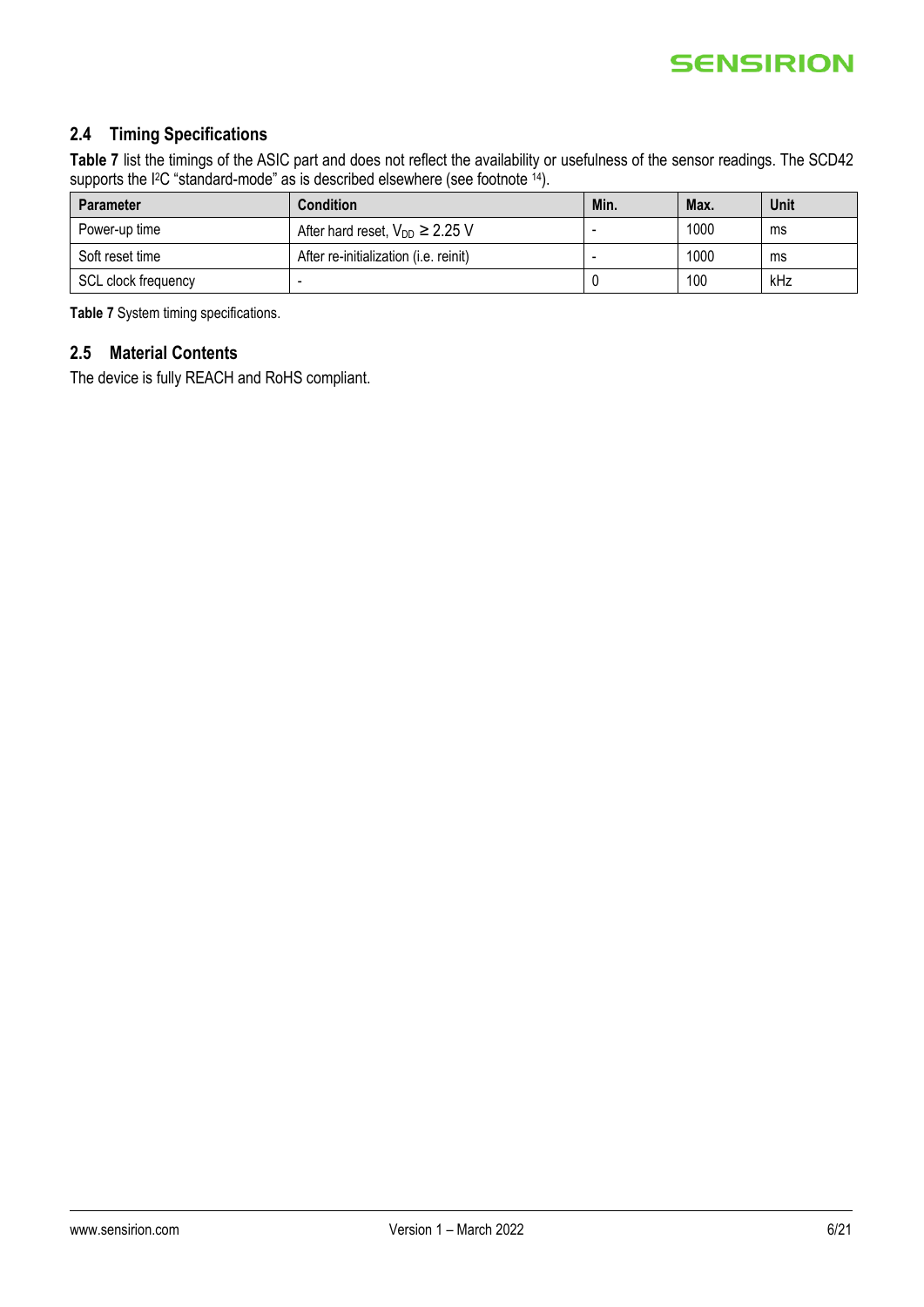## 2.4 Timing Specifications

**Table 7** list the timings of the ASIC part and does not reflect the availability or usefulness of the sensor readings. The SCD42 supports the I[2]C "standard-mode" as is described elsewhere (see footnote [14]).

| Parameter | Condition | Min. | Max. | Unit |
|---|---|---|---|---|
| Power-up time | After hard reset, $V_{DD}$ ≥ 2.25 V | - | 1000 | ms |
| Soft reset time | After re-initialization (i.e. reinit) | - | 1000 | ms |
| SCL clock frequency | - | 0 | 100 | kHz |

**Table 7** System timing specifications.

## 2.5 Material Contents

The device is fully REACH and RoHS compliant.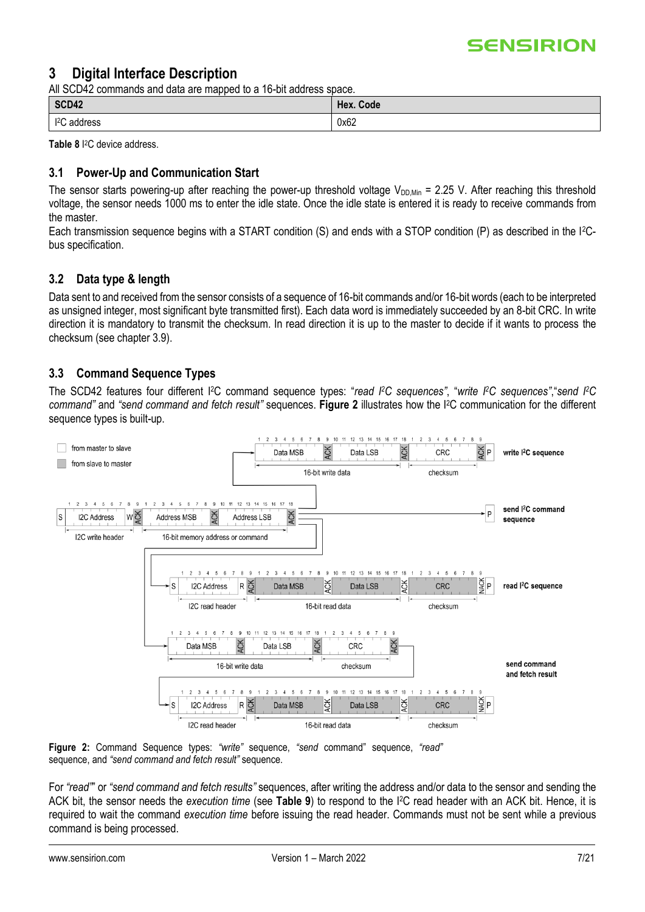# 3 Digital Interface Description

All SCD42 commands and data are mapped to a 16-bit address space.

| SCD42 | Hex. Code |
|---|---|
| I²C address | 0x62 |

**Table 8** I²C device address.

## 3.1 Power-Up and Communication Start

The sensor starts powering-up after reaching the power-up threshold voltage $V_{DD,Min}$ = 2.25 V. After reaching this threshold voltage, the sensor needs 1000 ms to enter the idle state. Once the idle state is entered it is ready to receive commands from the master.

Each transmission sequence begins with a START condition (S) and ends with a STOP condition (P) as described in the I²C-bus specification.

## 3.2 Data type & length

Data sent to and received from the sensor consists of a sequence of 16-bit commands and/or 16-bit words (each to be interpreted as unsigned integer, most significant byte transmitted first). Each data word is immediately succeeded by an 8-bit CRC. In write direction it is mandatory to transmit the checksum. In read direction it is up to the master to decide if it wants to process the checksum (see chapter 3.9).

## 3.3 Command Sequence Types

The SCD42 features four different I²C command sequence types: "*read I²C sequences*", "*write I²C sequences*","*send I²C command*" and *"send command and fetch result"* sequences. **Figure 2** illustrates how the I²C communication for the different sequence types is built-up.

**Figure 2:** Command Sequence types: *"write"* sequence, *"send* command" sequence, *"read"* sequence, and *"send command and fetch result"* sequence.

For *"read"* or *"send command and fetch results"* sequences, after writing the address and/or data to the sensor and sending the ACK bit, the sensor needs the *execution time* (see **Table 9**) to respond to the I²C read header with an ACK bit. Hence, it is required to wait the command *execution time* before issuing the read header. Commands must not be sent while a previous command is being processed.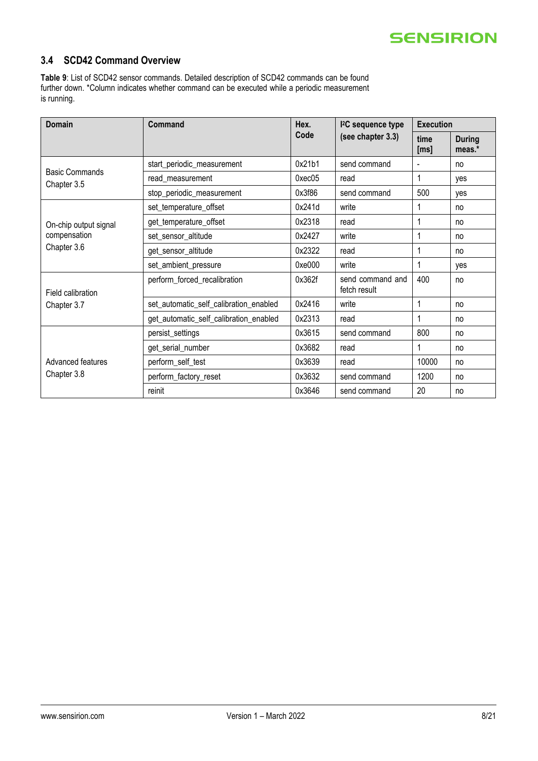## 3.4 SCD42 Command Overview

**Table 9**: List of SCD42 sensor commands. Detailed description of SCD42 commands can be found further down. *Column indicates whether command can be executed while a periodic measurement is running.

| Domain | Command | Hex. Code | I²C sequence type (see chapter 3.3) | Execution | |
|---|---|---|---|---|---|
| | | | | time [ms] | During meas.* |
| Basic Commands Chapter 3.5 | start_periodic_measurement | 0x21b1 | send command | - | no |
| | read_measurement | 0xec05 | read | 1 | yes |
| | stop_periodic_measurement | 0x3f86 | send command | 500 | yes |
| On-chip output signal compensation Chapter 3.6 | set_temperature_offset | 0x241d | write | 1 | no |
| | get_temperature_offset | 0x2318 | read | 1 | no |
| | set_sensor_altitude | 0x2427 | write | 1 | no |
| | get_sensor_altitude | 0x2322 | read | 1 | no |
| | set_ambient_pressure | 0xe000 | write | 1 | yes |
| Field calibration Chapter 3.7 | perform_forced_recalibration | 0x362f | send command and fetch result | 400 | no |
| | set_automatic_self_calibration_enabled | 0x2416 | write | 1 | no |
| | get_automatic_self_calibration_enabled | 0x2313 | read | 1 | no |
| Advanced features Chapter 3.8 | persist_settings | 0x3615 | send command | 800 | no |
| | get_serial_number | 0x3682 | read | 1 | no |
| | perform_self_test | 0x3639 | read | 10000 | no |
| | perform_factory_reset | 0x3632 | send command | 1200 | no |
| | reinit | 0x3646 | send command | 20 | no |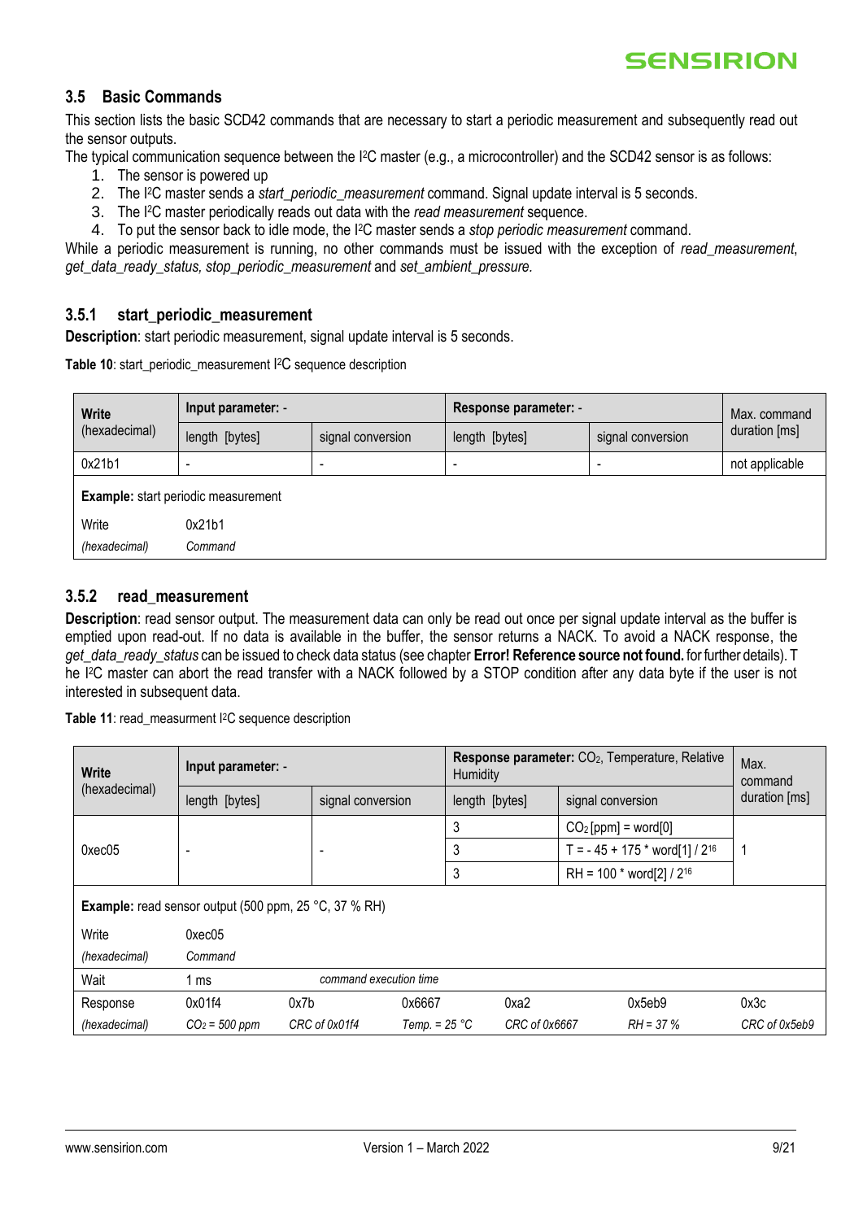### 3.5 Basic Commands

This section lists the basic SCD42 commands that are necessary to start a periodic measurement and subsequently read out the sensor outputs.

The typical communication sequence between the I²C master (e.g., a microcontroller) and the SCD42 sensor is as follows:

1. The sensor is powered up
2. The I²C master sends a *start_periodic_measurement* command. Signal update interval is 5 seconds.
3. The I²C master periodically reads out data with the *read measurement* sequence.
4. To put the sensor back to idle mode, the I²C master sends a *stop periodic measurement* command.

While a periodic measurement is running, no other commands must be issued with the exception of *read_measurement*, *get_data_ready_status, stop_periodic_measurement* and *set_ambient_pressure.*

#### 3.5.1 start_periodic_measurement

**Description**: start periodic measurement, signal update interval is 5 seconds.

**Table 10**: start_periodic_measurement I²C sequence description

| **Write** (hexadecimal) | **Input parameter:** - | | **Response parameter:** - | | Max. command duration [ms] |
|---|---|---|---|---|---|
| | length [bytes] | signal conversion | length [bytes] | signal conversion | |
| 0x21b1 | - | - | - | - | not applicable |
| **Example:** start periodic measurement | | | | | |
| Write *(hexadecimal)* | 0x21b1 *Command* | | | | |

#### 3.5.2 read_measurement

**Description**: read sensor output. The measurement data can only be read out once per signal update interval as the buffer is emptied upon read-out. If no data is available in the buffer, the sensor returns a NACK. To avoid a NACK response, the *get_data_ready_status* can be issued to check data status (see chapter **Error! Reference source not found.** for further details). T he I²C master can abort the read transfer with a NACK followed by a STOP condition after any data byte if the user is not interested in subsequent data.

**Table 11**: read_measurment I²C sequence description

| **Write** (hexadecimal) | **Input parameter:** - | | **Response parameter:** $CO_2$, Temperature, Relative Humidity | | Max. command duration [ms] |
|---|---|---|---|---|---|
| | length [bytes] | signal conversion | length [bytes] | signal conversion | |
| 0xec05 | - | - | 3 | $CO_2$ [ppm] = word[0] | 1 |
| | | | 3 | T = - 45 + 175 * word[1] / $2^{16}$ | |
| | | | 3 | RH = 100 * word[2] / $2^{16}$ | |

**Example:** read sensor output (500 ppm, 25 °C, 37 % RH)

| | | | | | | |
|---|---|---|---|---|---|---|
| Write *(hexadecimal)* | 0xec05 *Command* | | | | | |
| Wait | 1 ms | *command execution time* | | | | |
| Response *(hexadecimal)* | 0x01f4 *$CO_2$ = 500 ppm* | 0x7b *CRC of 0x01f4* | 0x6667 *Temp. = 25 °C* | 0xa2 *CRC of 0x6667* | 0x5eb9 *RH = 37 %* | 0x3c *CRC of 0x5eb9* |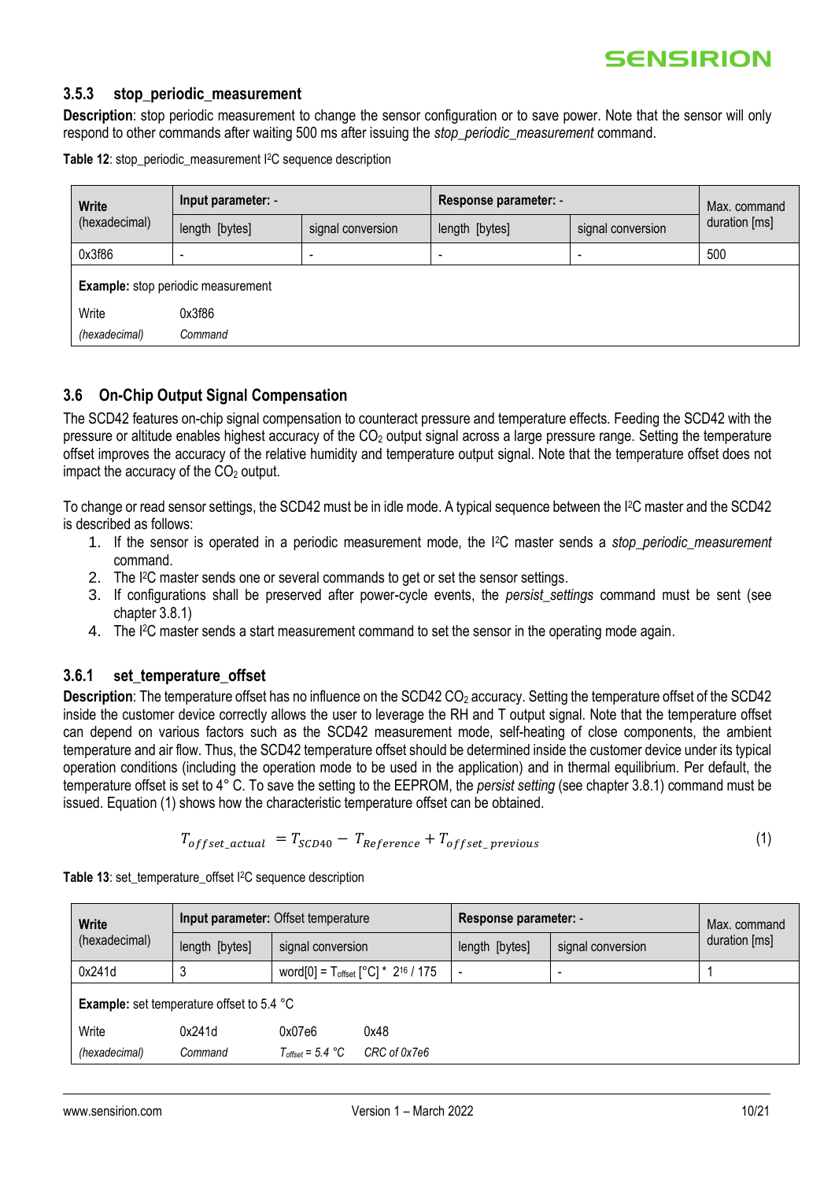### 3.5.3 stop_periodic_measurement

**Description**: stop periodic measurement to change the sensor configuration or to save power. Note that the sensor will only respond to other commands after waiting 500 ms after issuing the *stop_periodic_measurement* command.

**Table 12**: stop_periodic_measurement I²C sequence description

| Write (hexadecimal) | Input parameter: - | | Response parameter: - | | Max. command duration [ms] |
|---|---|---|---|---|---|
| | length [bytes] | signal conversion | length [bytes] | signal conversion | |
| 0x3f86 | - | - | - | - | 500 |
| **Example:** stop periodic measurement | | | | | |
| Write | 0x3f86 | | | | |
| *(hexadecimal)* | *Command* | | | | |

## 3.6 On-Chip Output Signal Compensation

The SCD42 features on-chip signal compensation to counteract pressure and temperature effects. Feeding the SCD42 with the pressure or altitude enables highest accuracy of the $CO_2$ output signal across a large pressure range. Setting the temperature offset improves the accuracy of the relative humidity and temperature output signal. Note that the temperature offset does not impact the accuracy of the $CO_2$ output.

To change or read sensor settings, the SCD42 must be in idle mode. A typical sequence between the I²C master and the SCD42 is described as follows:

1. If the sensor is operated in a periodic measurement mode, the I²C master sends a *stop_periodic_measurement* command.
2. The I²C master sends one or several commands to get or set the sensor settings.
3. If configurations shall be preserved after power-cycle events, the *persist_settings* command must be sent (see chapter 3.8.1)
4. The I²C master sends a start measurement command to set the sensor in the operating mode again.

### 3.6.1 set_temperature_offset

**Description**: The temperature offset has no influence on the SCD42 $CO_2$ accuracy. Setting the temperature offset of the SCD42 inside the customer device correctly allows the user to leverage the RH and T output signal. Note that the temperature offset can depend on various factors such as the SCD42 measurement mode, self-heating of close components, the ambient temperature and air flow. Thus, the SCD42 temperature offset should be determined inside the customer device under its typical operation conditions (including the operation mode to be used in the application) and in thermal equilibrium. Per default, the temperature offset is set to 4° C. To save the setting to the EEPROM, the *persist setting* (see chapter 3.8.1) command must be issued. Equation (1) shows how the characteristic temperature offset can be obtained.

$$T_{offset\_actual} = T_{SCD40} - T_{Reference} + T_{offset\_previous} \tag{1}$$

**Table 13**: set_temperature_offset I²C sequence description

| Write (hexadecimal) | Input parameter: Offset temperature | | | Response parameter: - | | Max. command duration [ms] |
|---|---|---|---|---|---|---|
| | length [bytes] | signal conversion | | length [bytes] | signal conversion | |
| 0x241d | 3 | word[0] = $T_{offset}$ [°C] * $2^{16}$ / 175 | | - | - | 1 |
| **Example:** set temperature offset to 5.4 °C | | | | | | |
| Write | 0x241d | 0x07e6 | 0x48 | | | |
| *(hexadecimal)* | *Command* | *$T_{offset}$ = 5.4 °C* | *CRC of 0x7e6* | | | |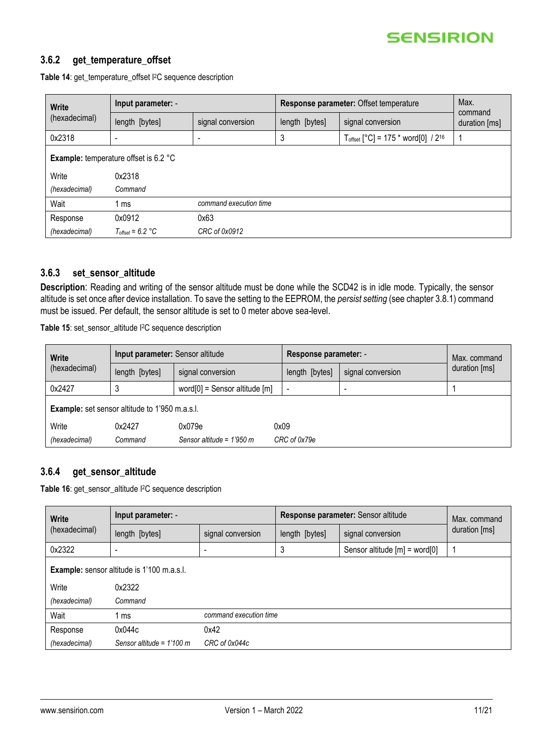### 3.6.2 get_temperature_offset

**Table 14**: get_temperature_offset I2C sequence description

| **Write** (hexadecimal) | **Input parameter:** - | | **Response parameter:** Offset temperature | | Max. command duration [ms] |
|---|---|---|---|---|---|
| | length [bytes] | signal conversion | length [bytes] | signal conversion | |
| 0x2318 | - | - | 3 | $T_{offset}$ [°C] = 175 * word[0] / $2^{16}$ | 1 |
| **Example:** temperature offset is 6.2 °C | | | | | |
| Write *(hexadecimal)* | 0x2318 *Command* | | | | |
| Wait | 1 ms | *command execution time* | | | |
| Response *(hexadecimal)* | 0x0912 *$T_{offset}$ = 6.2 °C* | 0x63 *CRC of 0x0912* | | | |

### 3.6.3 set_sensor_altitude

**Description**: Reading and writing of the sensor altitude must be done while the SCD42 is in idle mode. Typically, the sensor altitude is set once after device installation. To save the setting to the EEPROM, the *persist setting* (see chapter 3.8.1) command must be issued. Per default, the sensor altitude is set to 0 meter above sea-level.

**Table 15**: set_sensor_altitude I2C sequence description

| **Write** (hexadecimal) | **Input parameter:** Sensor altitude | | **Response parameter:** - | | Max. command duration [ms] |
|---|---|---|---|---|---|
| | length [bytes] | signal conversion | length [bytes] | signal conversion | |
| 0x2427 | 3 | word[0] = Sensor altitude [m] | - | - | 1 |
| **Example:** set sensor altitude to 1'950 m.a.s.l. | | | | | |
| Write *(hexadecimal)* | 0x2427 *Command* | 0x079e *Sensor altitude = 1'950 m* | 0x09 *CRC of 0x79e* | | |

### 3.6.4 get_sensor_altitude

**Table 16**: get_sensor_altitude I2C sequence description

| **Write** (hexadecimal) | **Input parameter:** - | | **Response parameter:** Sensor altitude | | Max. command duration [ms] |
|---|---|---|---|---|---|
| | length [bytes] | signal conversion | length [bytes] | signal conversion | |
| 0x2322 | - | - | 3 | Sensor altitude [m] = word[0] | 1 |
| **Example:** sensor altitude is 1'100 m.a.s.l. | | | | | |
| Write *(hexadecimal)* | 0x2322 *Command* | | | | |
| Wait | 1 ms | *command execution time* | | | |
| Response *(hexadecimal)* | 0x044c *Sensor altitude = 1'100 m* | 0x42 *CRC of 0x044c* | | | |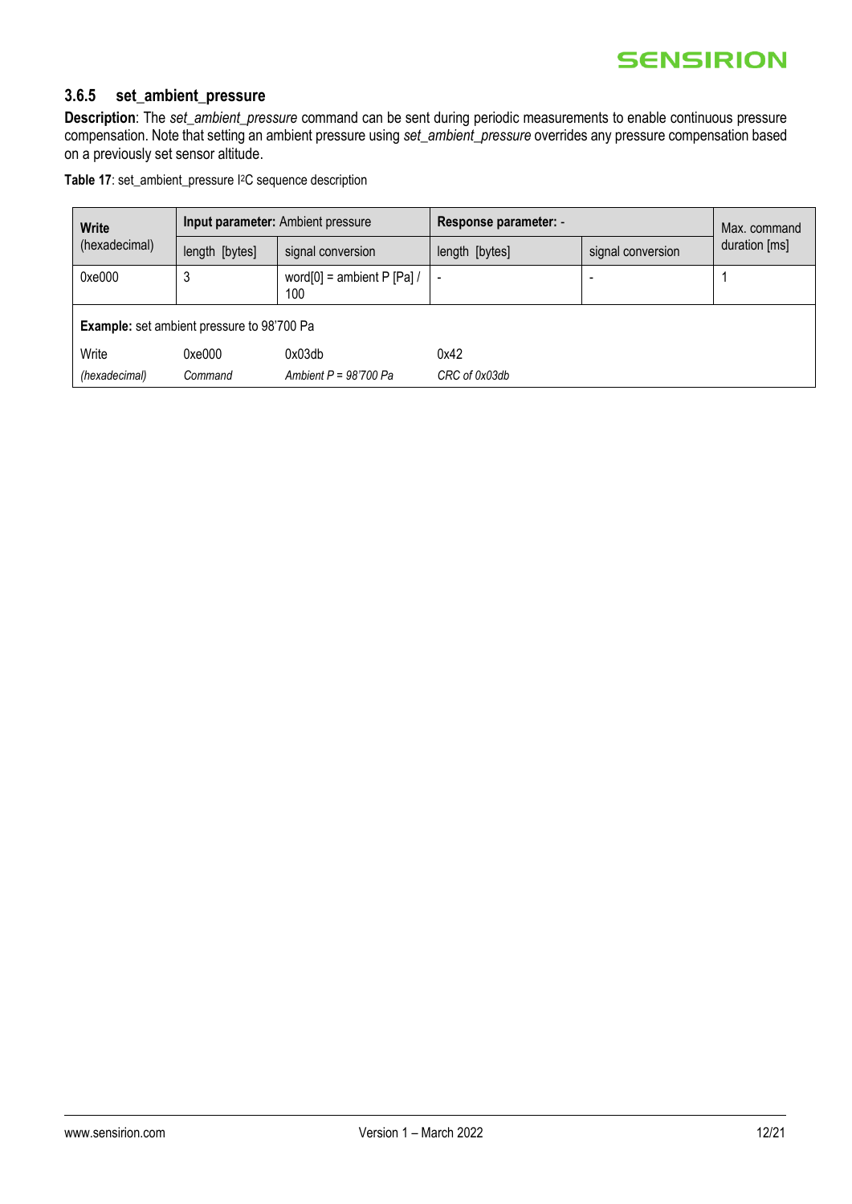### 3.6.5 set_ambient_pressure

**Description**: The *set_ambient_pressure* command can be sent during periodic measurements to enable continuous pressure compensation. Note that setting an ambient pressure using *set_ambient_pressure* overrides any pressure compensation based on a previously set sensor altitude.

**Table 17**: set_ambient_pressure I2C sequence description

| **Write** (hexadecimal) | **Input parameter:** Ambient pressure | | **Response parameter:** - | | Max. command duration [ms] |
|---|---|---|---|---|---|
| | length [bytes] | signal conversion | length [bytes] | signal conversion | |
| 0xe000 | 3 | word[0] = ambient P [Pa] / 100 | - | - | 1 |
| **Example:** set ambient pressure to 98'700 Pa | | | | | |
| Write | 0xe000 | 0x03db | 0x42 | | |
| *(hexadecimal)* | *Command* | *Ambient P = 98'700 Pa* | *CRC of 0x03db* | | |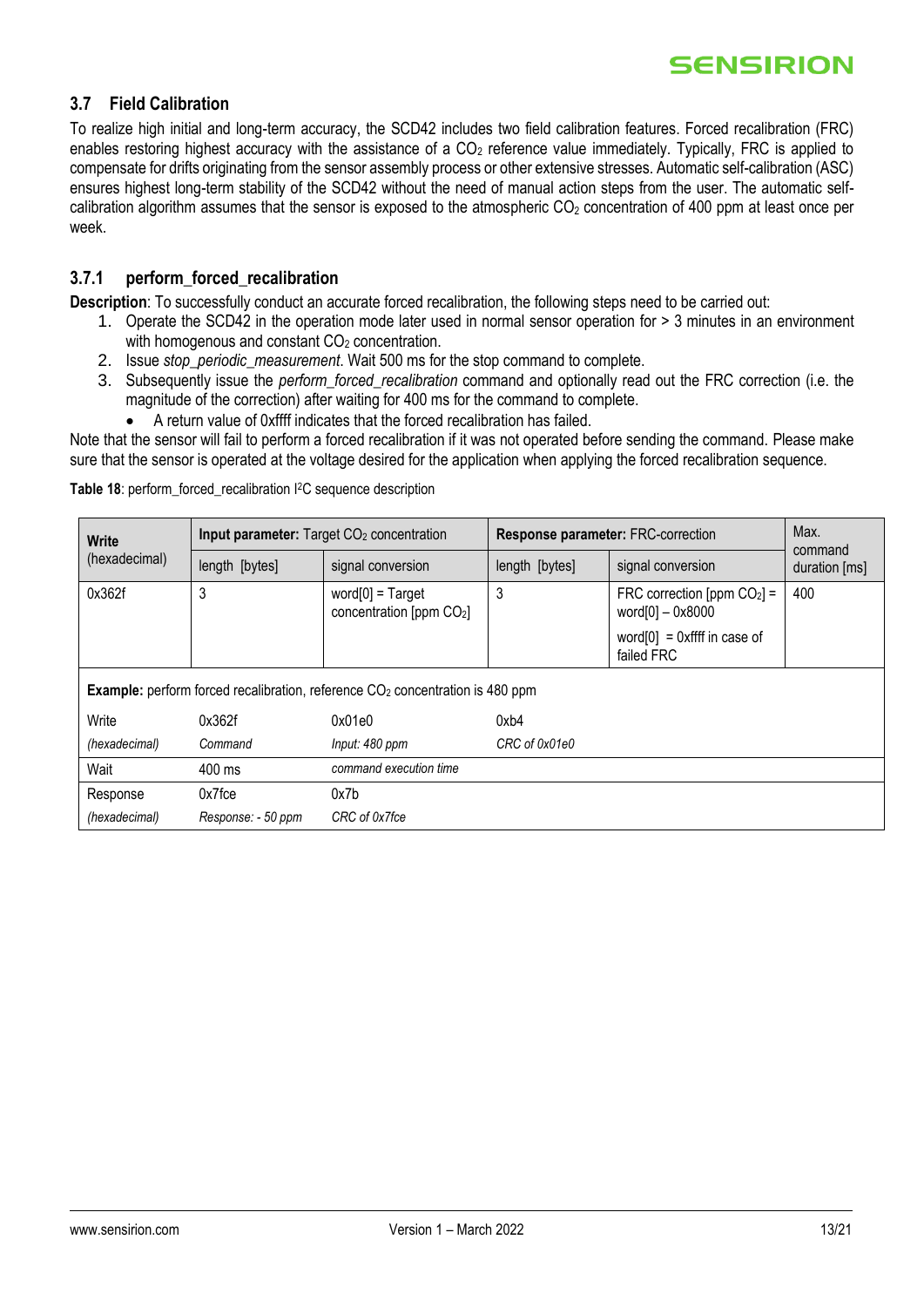## 3.7 Field Calibration

To realize high initial and long-term accuracy, the SCD42 includes two field calibration features. Forced recalibration (FRC) enables restoring highest accuracy with the assistance of a $CO_2$ reference value immediately. Typically, FRC is applied to compensate for drifts originating from the sensor assembly process or other extensive stresses. Automatic self-calibration (ASC) ensures highest long-term stability of the SCD42 without the need of manual action steps from the user. The automatic self-calibration algorithm assumes that the sensor is exposed to the atmospheric $CO_2$ concentration of 400 ppm at least once per week.

### 3.7.1 perform_forced_recalibration

**Description**: To successfully conduct an accurate forced recalibration, the following steps need to be carried out:

1. Operate the SCD42 in the operation mode later used in normal sensor operation for > 3 minutes in an environment with homogenous and constant $CO_2$ concentration.
2. Issue *stop_periodic_measurement*. Wait 500 ms for the stop command to complete.
3. Subsequently issue the *perform_forced_recalibration* command and optionally read out the FRC correction (i.e. the magnitude of the correction) after waiting for 400 ms for the command to complete.
   - A return value of 0xffff indicates that the forced recalibration has failed.

Note that the sensor will fail to perform a forced recalibration if it was not operated before sending the command. Please make sure that the sensor is operated at the voltage desired for the application when applying the forced recalibration sequence.

**Table 18**: perform_forced_recalibration I²C sequence description

| **Write** (hexadecimal) | **Input parameter:** Target $CO_2$ concentration | | **Response parameter:** FRC-correction | | Max. command duration [ms] |
|---|---|---|---|---|---|
| | length [bytes] | signal conversion | length [bytes] | signal conversion | |
| 0x362f | 3 | word[0] = Target concentration [ppm $CO_2$] | 3 | FRC correction [ppm $CO_2$] = word[0] – 0x8000<br>word[0] = 0xffff in case of failed FRC | 400 |
| **Example:** perform forced recalibration, reference $CO_2$ concentration is 480 ppm | | | | | |
| Write<br>*(hexadecimal)* | 0x362f<br>*Command* | 0x01e0<br>*Input: 480 ppm* | 0xb4<br>*CRC of 0x01e0* | | |
| Wait | 400 ms | *command execution time* | | | |
| Response<br>*(hexadecimal)* | 0x7fce<br>*Response: - 50 ppm* | 0x7b<br>*CRC of 0x7fce* | | | |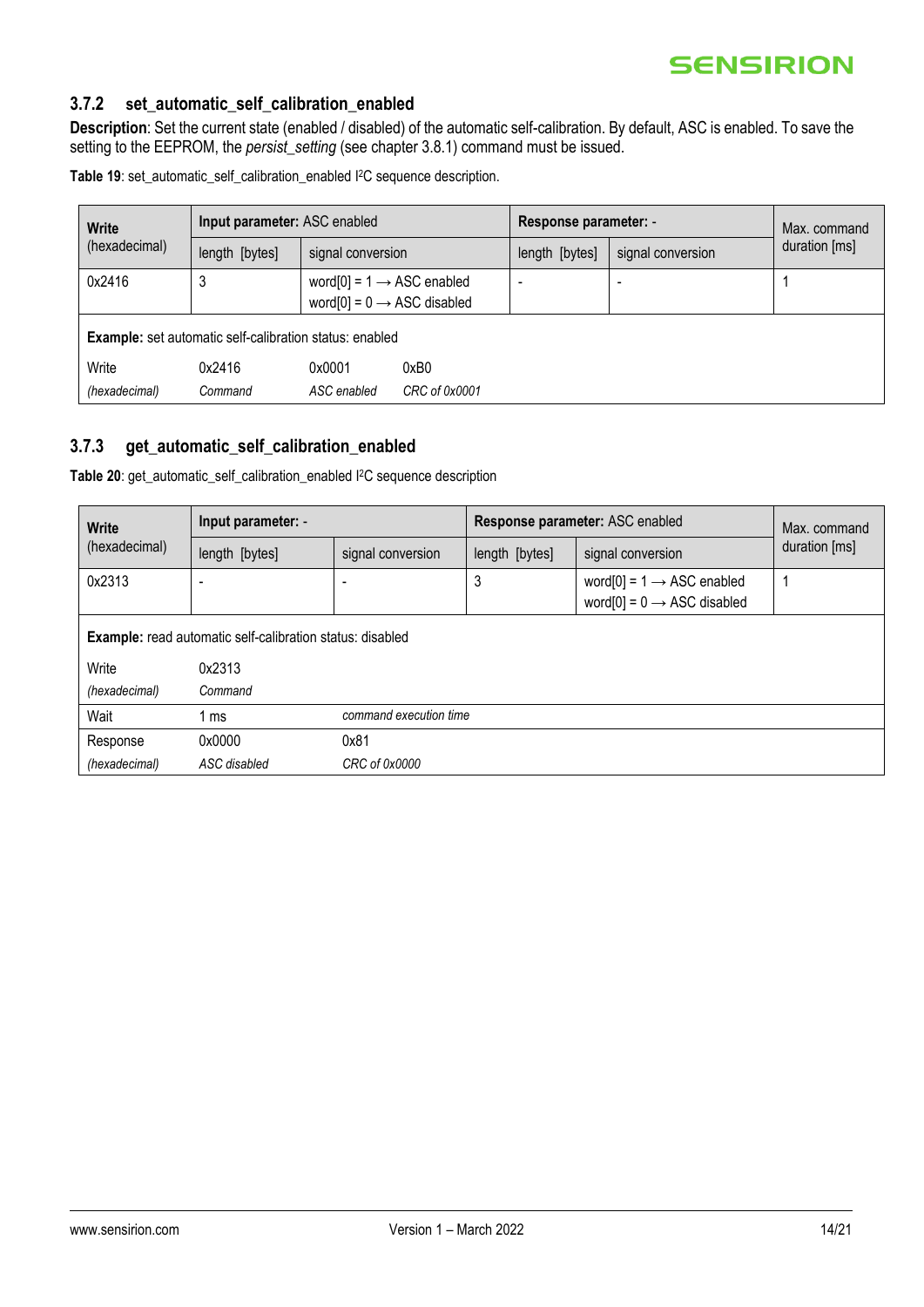### 3.7.2 set_automatic_self_calibration_enabled

**Description**: Set the current state (enabled / disabled) of the automatic self-calibration. By default, ASC is enabled. To save the setting to the EEPROM, the *persist_setting* (see chapter 3.8.1) command must be issued.

**Table 19**: set_automatic_self_calibration_enabled I²C sequence description.

| **Write** (hexadecimal) | **Input parameter:** ASC enabled | | **Response parameter:** - | | Max. command duration [ms] |
|---|---|---|---|---|---|
| | length [bytes] | signal conversion | length [bytes] | signal conversion | |
| 0x2416 | 3 | word[0] = 1 → ASC enabled<br>word[0] = 0 → ASC disabled | - | - | 1 |

**Example:** set automatic self-calibration status: enabled

| Write | 0x2416 | 0x0001 | 0xB0 |
|---|---|---|---|
| *(hexadecimal)* | *Command* | *ASC enabled* | *CRC of 0x0001* |

### 3.7.3 get_automatic_self_calibration_enabled

**Table 20**: get_automatic_self_calibration_enabled I²C sequence description

| **Write** (hexadecimal) | **Input parameter:** - | | **Response parameter:** ASC enabled | | Max. command duration [ms] |
|---|---|---|---|---|---|
| | length [bytes] | signal conversion | length [bytes] | signal conversion | |
| 0x2313 | - | - | 3 | word[0] = 1 → ASC enabled<br>word[0] = 0 → ASC disabled | 1 |

**Example:** read automatic self-calibration status: disabled

| Write | 0x2313 | |
|---|---|---|
| *(hexadecimal)* | *Command* | |
| Wait | 1 ms | *command execution time* |
| Response | 0x0000 | 0x81 |
| *(hexadecimal)* | *ASC disabled* | *CRC of 0x0000* |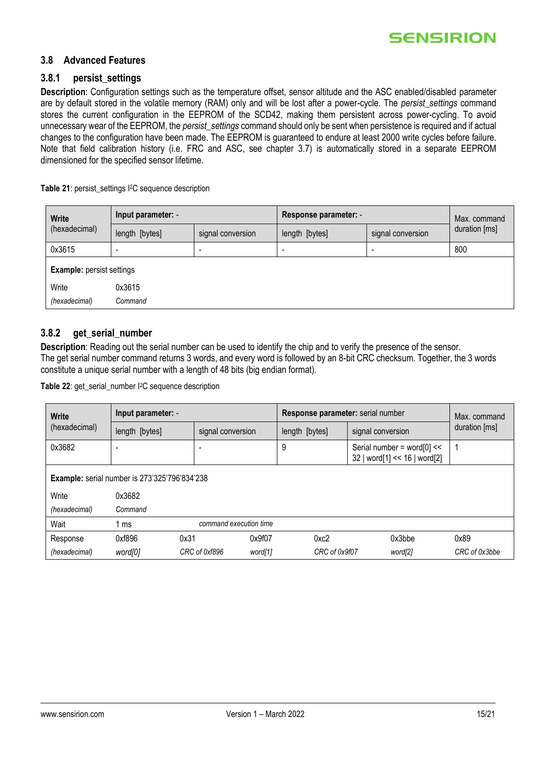## 3.8 Advanced Features

### 3.8.1 persist_settings

**Description**: Configuration settings such as the temperature offset, sensor altitude and the ASC enabled/disabled parameter are by default stored in the volatile memory (RAM) only and will be lost after a power-cycle. The *persist_settings* command stores the current configuration in the EEPROM of the SCD42, making them persistent across power-cycling. To avoid unnecessary wear of the EEPROM, the *persist_settings* command should only be sent when persistence is required and if actual changes to the configuration have been made. The EEPROM is guaranteed to endure at least 2000 write cycles before failure. Note that field calibration history (i.e. FRC and ASC, see chapter 3.7) is automatically stored in a separate EEPROM dimensioned for the specified sensor lifetime.

**Table 21**: persist_settings I²C sequence description

| **Write** (hexadecimal) | **Input parameter:** - | | **Response parameter:** - | | Max. command duration [ms] |
|---|---|---|---|---|---|
| | length [bytes] | signal conversion | length [bytes] | signal conversion | |
| 0x3615 | - | - | - | - | 800 |
| **Example:** persist settings | | | | | |
| Write *(hexadecimal)* | 0x3615 *Command* | | | | |

### 3.8.2 get_serial_number

**Description**: Reading out the serial number can be used to identify the chip and to verify the presence of the sensor.
The get serial number command returns 3 words, and every word is followed by an 8-bit CRC checksum. Together, the 3 words constitute a unique serial number with a length of 48 bits (big endian format).

**Table 22**: get_serial_number I²C sequence description

| **Write** (hexadecimal) | **Input parameter:** - | | **Response parameter:** serial number | | Max. command duration [ms] |
|---|---|---|---|---|---|
| | length [bytes] | signal conversion | length [bytes] | signal conversion | |
| 0x3682 | - | - | 9 | Serial number = word[0] << 32 \| word[1] << 16 \| word[2] | 1 |
| **Example:** serial number is 273'325'796'834'238 | | | | | |
| Write *(hexadecimal)* | 0x3682 *Command* | | | | |
| Wait | 1 ms | *command execution time* | | | |

| Response *(hexadecimal)* | 0xf896 *word[0]* | 0x31 *CRC of 0xf896* | 0x9f07 *word[1]* | 0xc2 *CRC of 0x9f07* | 0x3bbe *word[2]* | 0x89 *CRC of 0x3bbe* |
|---|---|---|---|---|---|---|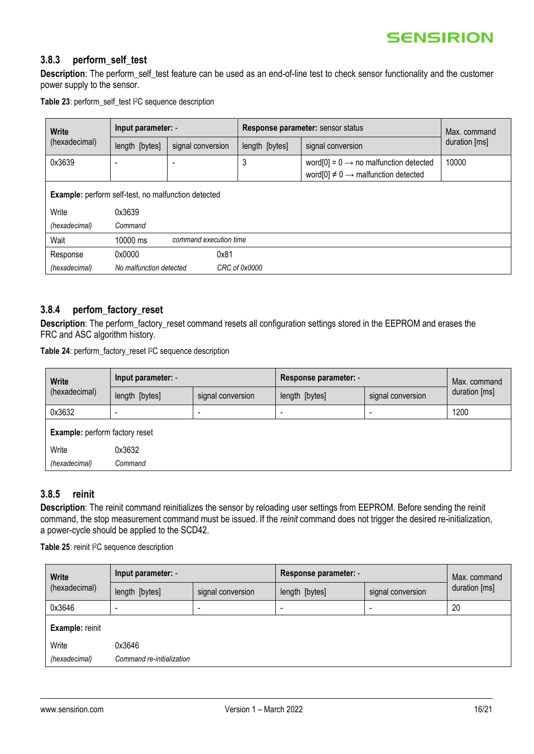### 3.8.3 perform_self_test

**Description**: The perform_self_test feature can be used as an end-of-line test to check sensor functionality and the customer power supply to the sensor.

**Table 23**: perform_self_test I²C sequence description

| Write (hexadecimal) | Input parameter: - | | Response parameter: sensor status | | Max. command duration [ms] |
|---|---|---|---|---|---|
| | length [bytes] | signal conversion | length [bytes] | signal conversion | |
| 0x3639 | - | - | 3 | word[0] = 0 → no malfunction detected<br>word[0] ≠ 0 → malfunction detected | 10000 |
| **Example:** perform self-test, no malfunction detected | | | | | |
| Write<br>*(hexadecimal)* | 0x3639<br>*Command* | | | | |
| Wait | 10000 ms | *command execution time* | | | |
| Response<br>*(hexadecimal)* | 0x0000<br>*No malfunction detected* | 0x81<br>*CRC of 0x0000* | | | |

### 3.8.4 perfom_factory_reset

**Description**: The perform_factory_reset command resets all configuration settings stored in the EEPROM and erases the FRC and ASC algorithm history.

**Table 24**: perform_factory_reset I²C sequence description

| Write (hexadecimal) | Input parameter: - | | Response parameter: - | | Max. command duration [ms] |
|---|---|---|---|---|---|
| | length [bytes] | signal conversion | length [bytes] | signal conversion | |
| 0x3632 | - | - | - | - | 1200 |
| **Example:** perform factory reset | | | | | |
| Write<br>*(hexadecimal)* | 0x3632<br>*Command* | | | | |

### 3.8.5 reinit

**Description**: The reinit command reinitializes the sensor by reloading user settings from EEPROM. Before sending the reinit command, the stop measurement command must be issued. If the *reinit* command does not trigger the desired re-initialization, a power-cycle should be applied to the SCD42.

**Table 25**: reinit I²C sequence description

| Write (hexadecimal) | Input parameter: - | | Response parameter: - | | Max. command duration [ms] |
|---|---|---|---|---|---|
| | length [bytes] | signal conversion | length [bytes] | signal conversion | |
| 0x3646 | - | - | - | - | 20 |
| **Example:** reinit | | | | | |
| Write<br>*(hexadecimal)* | 0x3646<br>*Command re-initialization* | | | | |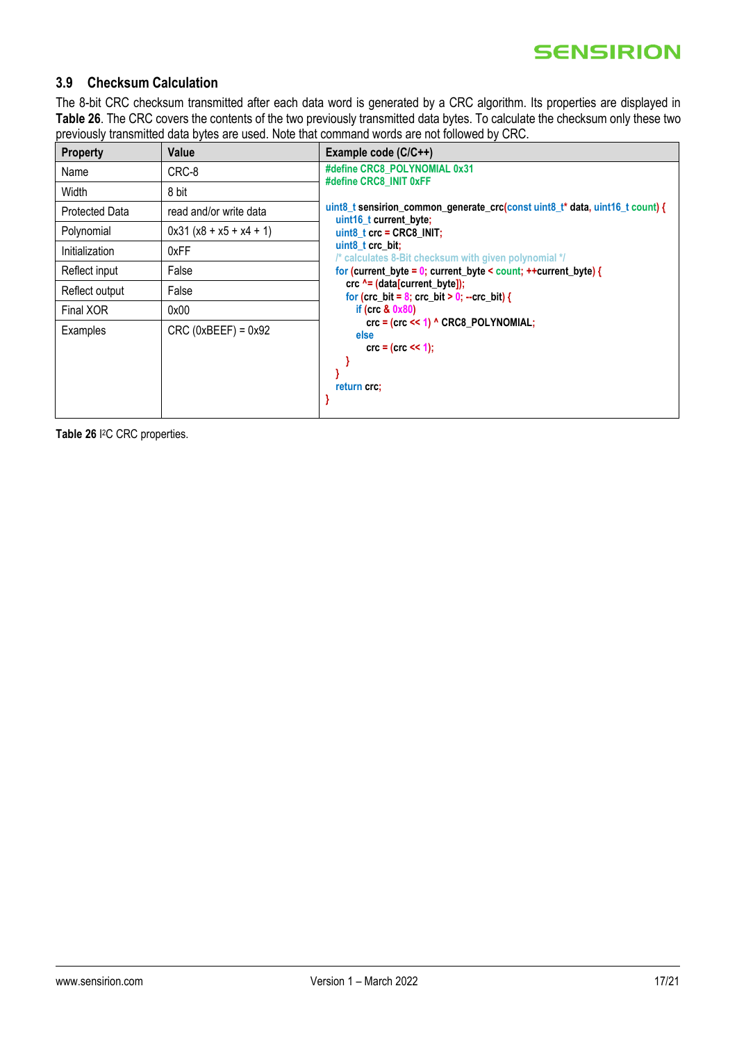### 3.9 Checksum Calculation

The 8-bit CRC checksum transmitted after each data word is generated by a CRC algorithm. Its properties are displayed in **Table 26**. The CRC covers the contents of the two previously transmitted data bytes. To calculate the checksum only these two previously transmitted data bytes are used. Note that command words are not followed by CRC.

| Property | Value | Example code (C/C++) |
|---|---|---|
| Name | CRC-8 | (see code below) |
| Width | 8 bit | |
| Protected Data | read and/or write data | |
| Polynomial | 0x31 ($x^8 + x^5 + x^4 + 1$) | |
| Initialization | 0xFF | |
| Reflect input | False | |
| Reflect output | False | |
| Final XOR | 0x00 | |
| Examples | CRC (0xBEEF) = 0x92 | |

```c
#define CRC8_POLYNOMIAL 0x31
#define CRC8_INIT 0xFF

uint8_t sensirion_common_generate_crc(const uint8_t* data, uint16_t count) {
   uint16_t current_byte;
   uint8_t crc = CRC8_INIT;
   uint8_t crc_bit;
   /* calculates 8-Bit checksum with given polynomial */
   for (current_byte = 0; current_byte < count; ++current_byte) {
      crc ^= (data[current_byte]);
      for (crc_bit = 8; crc_bit > 0; --crc_bit) {
         if (crc & 0x80)
            crc = (crc << 1) ^ CRC8_POLYNOMIAL;
         else
            crc = (crc << 1);
      }
   }
   return crc;
}
```

**Table 26** I²C CRC properties.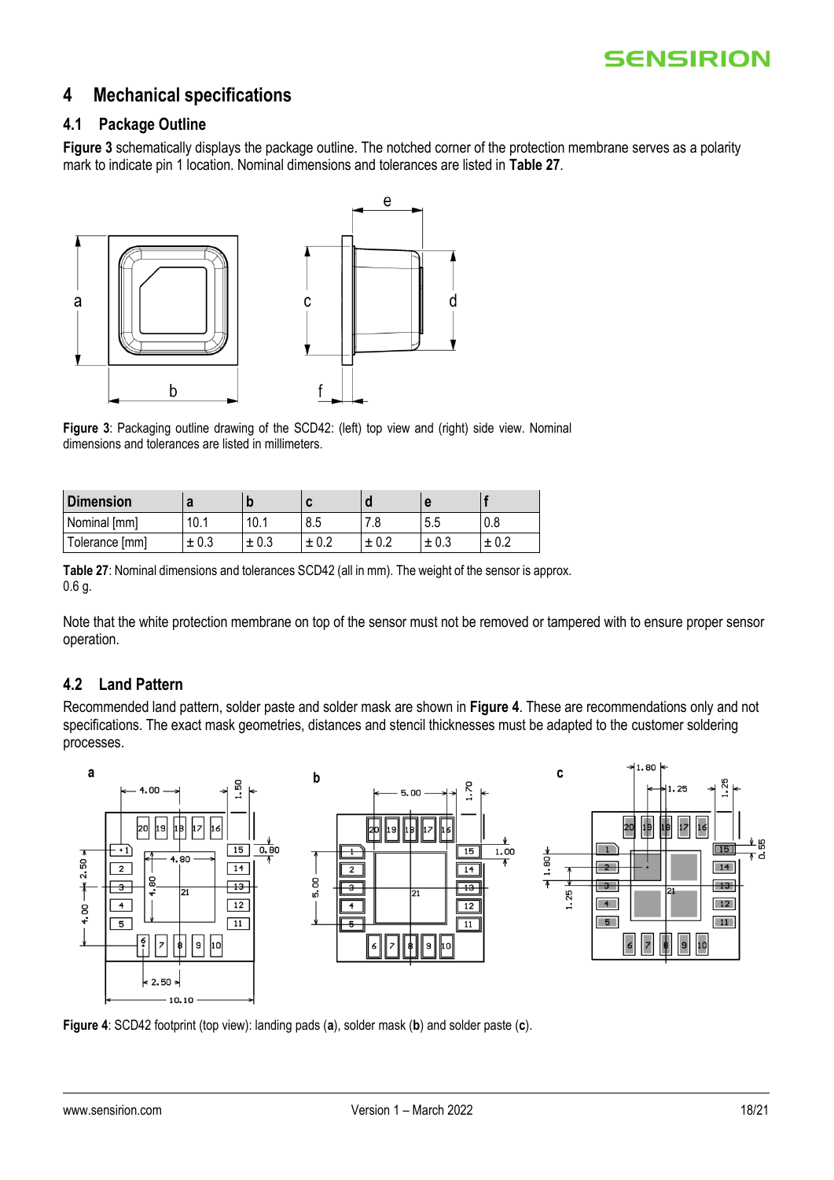# 4 Mechanical specifications

## 4.1 Package Outline

**Figure 3** schematically displays the package outline. The notched corner of the protection membrane serves as a polarity mark to indicate pin 1 location. Nominal dimensions and tolerances are listed in **Table 27**.

**Figure 3**: Packaging outline drawing of the SCD42: (left) top view and (right) side view. Nominal dimensions and tolerances are listed in millimeters.

| Dimension | a | b | c | d | e | f |
|---|---|---|---|---|---|---|
| Nominal [mm] | 10.1 | 10.1 | 8.5 | 7.8 | 5.5 | 0.8 |
| Tolerance [mm] | ± 0.3 | ± 0.3 | ± 0.2 | ± 0.2 | ± 0.3 | ± 0.2 |

**Table 27**: Nominal dimensions and tolerances SCD42 (all in mm). The weight of the sensor is approx. 0.6 g.

Note that the white protection membrane on top of the sensor must not be removed or tampered with to ensure proper sensor operation.

## 4.2 Land Pattern

Recommended land pattern, solder paste and solder mask are shown in **Figure 4**. These are recommendations only and not specifications. The exact mask geometries, distances and stencil thicknesses must be adapted to the customer soldering processes.

**Figure 4**: SCD42 footprint (top view): landing pads (**a**), solder mask (**b**) and solder paste (**c**).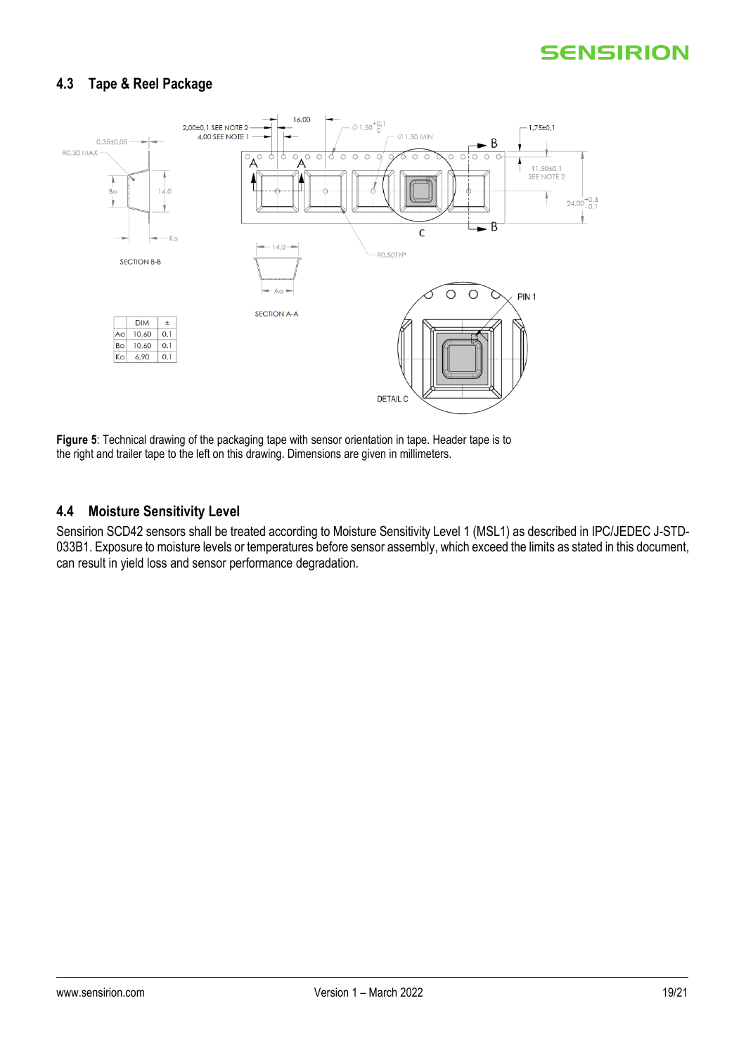## 4.3 Tape & Reel Package

| | DIM | ± |
|---|---|---|
| Ao | 10.60 | 0.1 |
| Bo | 10.60 | 0.1 |
| Ko | 6.90 | 0.1 |

**Figure 5**: Technical drawing of the packaging tape with sensor orientation in tape. Header tape is to the right and trailer tape to the left on this drawing. Dimensions are given in millimeters.

## 4.4 Moisture Sensitivity Level

Sensirion SCD42 sensors shall be treated according to Moisture Sensitivity Level 1 (MSL1) as described in IPC/JEDEC J-STD-033B1. Exposure to moisture levels or temperatures before sensor assembly, which exceed the limits as stated in this document, can result in yield loss and sensor performance degradation.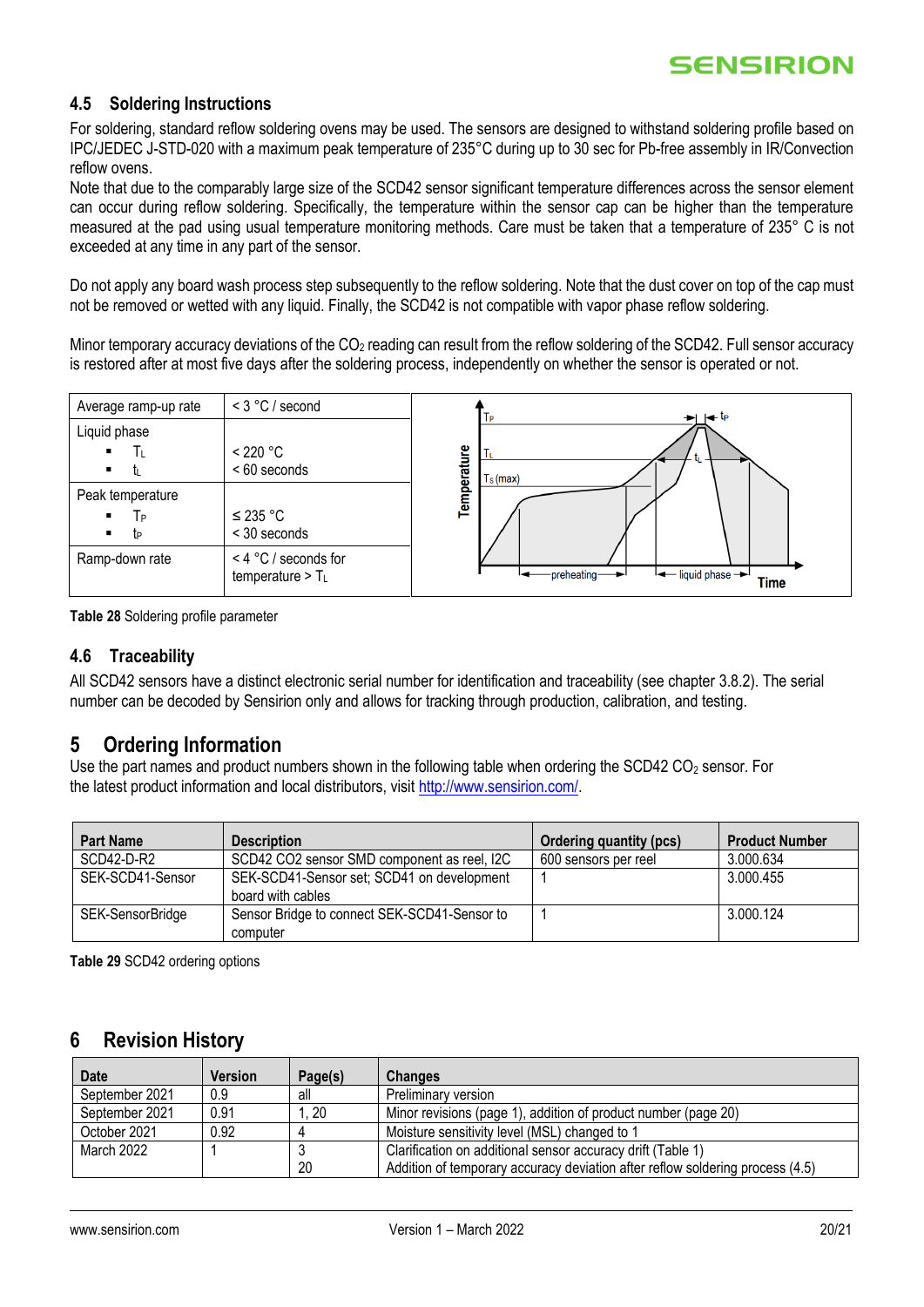## 4.5 Soldering Instructions

For soldering, standard reflow soldering ovens may be used. The sensors are designed to withstand soldering profile based on IPC/JEDEC J-STD-020 with a maximum peak temperature of 235°C during up to 30 sec for Pb-free assembly in IR/Convection reflow ovens.

Note that due to the comparably large size of the SCD42 sensor significant temperature differences across the sensor element can occur during reflow soldering. Specifically, the temperature within the sensor cap can be higher than the temperature measured at the pad using usual temperature monitoring methods. Care must be taken that a temperature of 235° C is not exceeded at any time in any part of the sensor.

Do not apply any board wash process step subsequently to the reflow soldering. Note that the dust cover on top of the cap must not be removed or wetted with any liquid. Finally, the SCD42 is not compatible with vapor phase reflow soldering.

Minor temporary accuracy deviations of the $CO_2$ reading can result from the reflow soldering of the SCD42. Full sensor accuracy is restored after at most five days after the soldering process, independently on whether the sensor is operated or not.

| Parameter | Value |
|---|---|
| Average ramp-up rate | < 3 °C / second |
| Liquid phase<br>▪ $T_L$<br>▪ $t_L$ | <br>< 220 °C<br>< 60 seconds |
| Peak temperature<br>▪ $T_P$<br>▪ $t_P$ | <br>≤ 235 °C<br>< 30 seconds |
| Ramp-down rate | < 4 °C / seconds for temperature > $T_L$ |

**Table 28** Soldering profile parameter

## 4.6 Traceability

All SCD42 sensors have a distinct electronic serial number for identification and traceability (see chapter 3.8.2). The serial number can be decoded by Sensirion only and allows for tracking through production, calibration, and testing.

# 5 Ordering Information

Use the part names and product numbers shown in the following table when ordering the SCD42 $CO_2$ sensor. For the latest product information and local distributors, visit http://www.sensirion.com/.

| Part Name | Description | Ordering quantity (pcs) | Product Number |
|---|---|---|---|
| SCD42-D-R2 | SCD42 CO2 sensor SMD component as reel, I2C | 600 sensors per reel | 3.000.634 |
| SEK-SCD41-Sensor | SEK-SCD41-Sensor set; SCD41 on development board with cables | 1 | 3.000.455 |
| SEK-SensorBridge | Sensor Bridge to connect SEK-SCD41-Sensor to computer | 1 | 3.000.124 |

**Table 29** SCD42 ordering options

# 6 Revision History

| Date | Version | Page(s) | Changes |
|---|---|---|---|
| September 2021 | 0.9 | all | Preliminary version |
| September 2021 | 0.91 | 1, 20 | Minor revisions (page 1), addition of product number (page 20) |
| October 2021 | 0.92 | 4 | Moisture sensitivity level (MSL) changed to 1 |
| March 2022 | 1 | 3<br>20 | Clarification on additional sensor accuracy drift (Table 1)<br>Addition of temporary accuracy deviation after reflow soldering process (4.5) |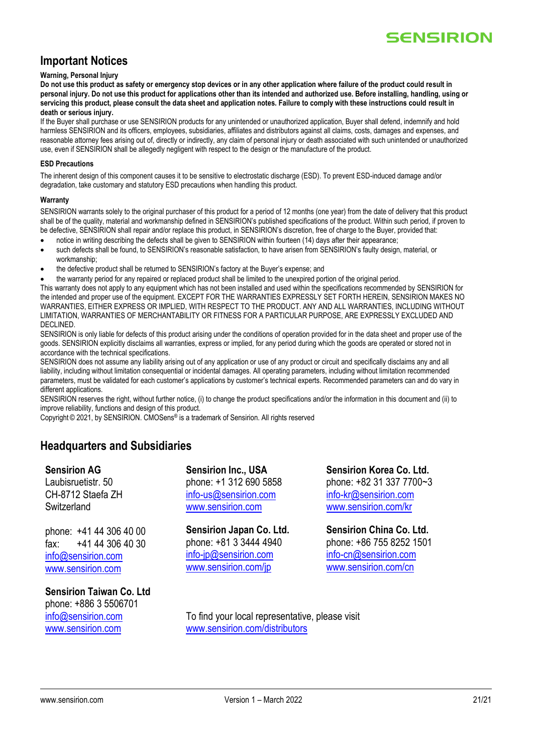## Important Notices

**Warning, Personal Injury**

**Do not use this product as safety or emergency stop devices or in any other application where failure of the product could result in personal injury. Do not use this product for applications other than its intended and authorized use. Before installing, handling, using or servicing this product, please consult the data sheet and application notes. Failure to comply with these instructions could result in death or serious injury.**

If the Buyer shall purchase or use SENSIRION products for any unintended or unauthorized application, Buyer shall defend, indemnify and hold harmless SENSIRION and its officers, employees, subsidiaries, affiliates and distributors against all claims, costs, damages and expenses, and reasonable attorney fees arising out of, directly or indirectly, any claim of personal injury or death associated with such unintended or unauthorized use, even if SENSIRION shall be allegedly negligent with respect to the design or the manufacture of the product.

**ESD Precautions**

The inherent design of this component causes it to be sensitive to electrostatic discharge (ESD). To prevent ESD-induced damage and/or degradation, take customary and statutory ESD precautions when handling this product.

**Warranty**

SENSIRION warrants solely to the original purchaser of this product for a period of 12 months (one year) from the date of delivery that this product shall be of the quality, material and workmanship defined in SENSIRION's published specifications of the product. Within such period, if proven to be defective, SENSIRION shall repair and/or replace this product, in SENSIRION's discretion, free of charge to the Buyer, provided that:

- notice in writing describing the defects shall be given to SENSIRION within fourteen (14) days after their appearance;
- such defects shall be found, to SENSIRION's reasonable satisfaction, to have arisen from SENSIRION's faulty design, material, or workmanship;
- the defective product shall be returned to SENSIRION's factory at the Buyer's expense; and
- the warranty period for any repaired or replaced product shall be limited to the unexpired portion of the original period.

This warranty does not apply to any equipment which has not been installed and used within the specifications recommended by SENSIRION for the intended and proper use of the equipment. EXCEPT FOR THE WARRANTIES EXPRESSLY SET FORTH HEREIN, SENSIRION MAKES NO WARRANTIES, EITHER EXPRESS OR IMPLIED, WITH RESPECT TO THE PRODUCT. ANY AND ALL WARRANTIES, INCLUDING WITHOUT LIMITATION, WARRANTIES OF MERCHANTABILITY OR FITNESS FOR A PARTICULAR PURPOSE, ARE EXPRESSLY EXCLUDED AND DECLINED.

SENSIRION is only liable for defects of this product arising under the conditions of operation provided for in the data sheet and proper use of the goods. SENSIRION explicitly disclaims all warranties, express or implied, for any period during which the goods are operated or stored not in accordance with the technical specifications.

SENSIRION does not assume any liability arising out of any application or use of any product or circuit and specifically disclaims any and all liability, including without limitation consequential or incidental damages. All operating parameters, including without limitation recommended parameters, must be validated for each customer's applications by customer's technical experts. Recommended parameters can and do vary in different applications.

SENSIRION reserves the right, without further notice, (i) to change the product specifications and/or the information in this document and (ii) to improve reliability, functions and design of this product.

Copyright © 2021, by SENSIRION. CMOSens® is a trademark of Sensirion. All rights reserved

## Headquarters and Subsidiaries

**Sensirion AG**
Laubisruetistr. 50
CH-8712 Staefa ZH
Switzerland

phone: +41 44 306 40 00
fax: +41 44 306 40 30
info@sensirion.com
www.sensirion.com

**Sensirion Taiwan Co. Ltd**
phone: +886 3 5506701
info@sensirion.com
www.sensirion.com

**Sensirion Inc., USA**
phone: +1 312 690 5858
info-us@sensirion.com
www.sensirion.com

**Sensirion Japan Co. Ltd.**
phone: +81 3 3444 4940
info-jp@sensirion.com
www.sensirion.com/jp

**Sensirion Korea Co. Ltd.**
phone: +82 31 337 7700~3
info-kr@sensirion.com
www.sensirion.com/kr

**Sensirion China Co. Ltd.**
phone: +86 755 8252 1501
info-cn@sensirion.com
www.sensirion.com/cn

To find your local representative, please visit
www.sensirion.com/distributors